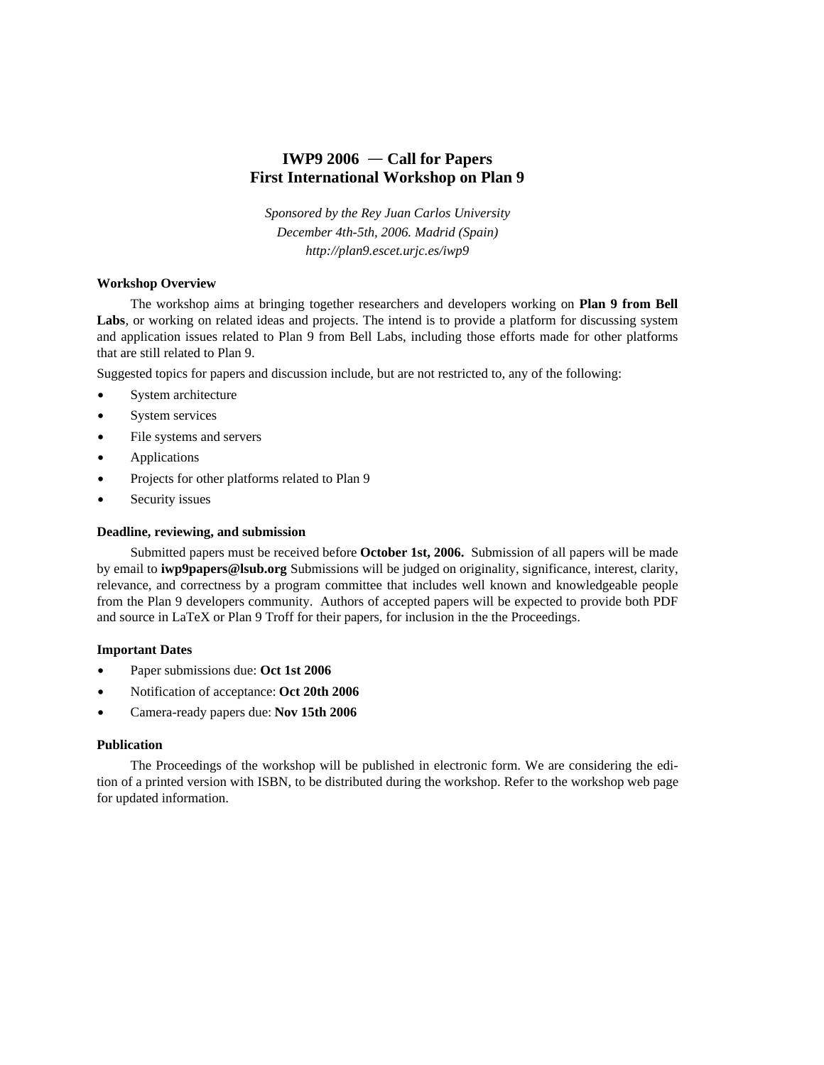# IWP9 2006 — Call for Papers
# First International Workshop on Plan 9

*Sponsored by the Rey Juan Carlos University*
*December 4th-5th, 2006. Madrid (Spain)*
*http://plan9.escet.urjc.es/iwp9*

### Workshop Overview

The workshop aims at bringing together researchers and developers working on **Plan 9 from Bell Labs**, or working on related ideas and projects. The intend is to provide a platform for discussing system and application issues related to Plan 9 from Bell Labs, including those efforts made for other platforms that are still related to Plan 9.

Suggested topics for papers and discussion include, but are not restricted to, any of the following:

- System architecture
- System services
- File systems and servers
- Applications
- Projects for other platforms related to Plan 9
- Security issues

### Deadline, reviewing, and submission

Submitted papers must be received before **October 1st, 2006.** Submission of all papers will be made by email to **iwp9papers@lsub.org** Submissions will be judged on originality, significance, interest, clarity, relevance, and correctness by a program committee that includes well known and knowledgeable people from the Plan 9 developers community. Authors of accepted papers will be expected to provide both PDF and source in LaTeX or Plan 9 Troff for their papers, for inclusion in the the Proceedings.

### Important Dates

- Paper submissions due: **Oct 1st 2006**
- Notification of acceptance: **Oct 20th 2006**
- Camera-ready papers due: **Nov 15th 2006**

### Publication

The Proceedings of the workshop will be published in electronic form. We are considering the edition of a printed version with ISBN, to be distributed during the workshop. Refer to the workshop web page for updated information.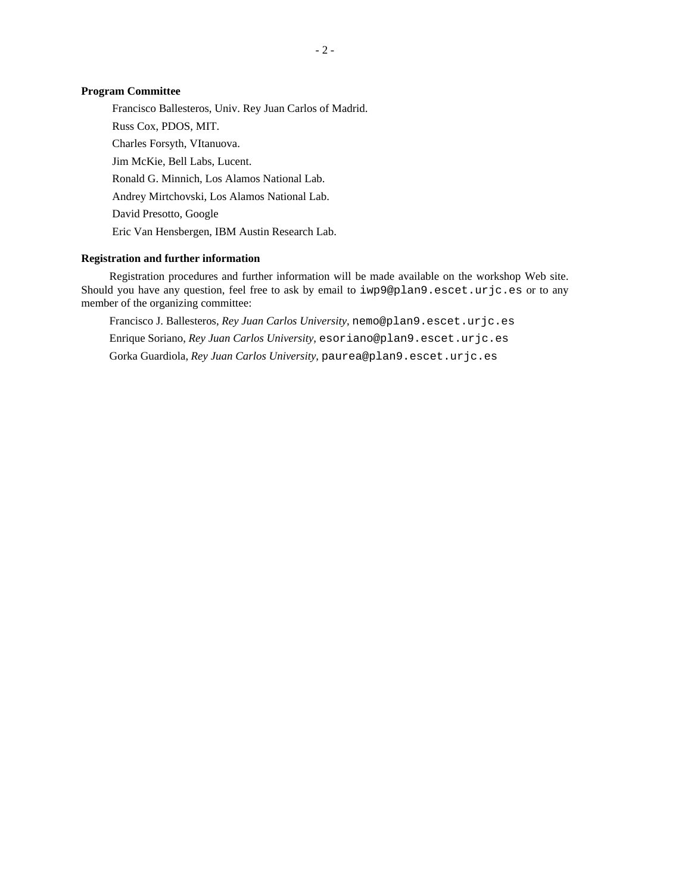**Program Committee**

Francisco Ballesteros, Univ. Rey Juan Carlos of Madrid.

Russ Cox, PDOS, MIT.

Charles Forsyth, VItanuova.

Jim McKie, Bell Labs, Lucent.

Ronald G. Minnich, Los Alamos National Lab.

Andrey Mirtchovski, Los Alamos National Lab.

David Presotto, Google

Eric Van Hensbergen, IBM Austin Research Lab.

**Registration and further information**

Registration procedures and further information will be made available on the workshop Web site. Should you have any question, feel free to ask by email to `iwp9@plan9.escet.urjc.es` or to any member of the organizing committee:

Francisco J. Ballesteros, *Rey Juan Carlos University*, `nemo@plan9.escet.urjc.es`

Enrique Soriano, *Rey Juan Carlos University*, `esoriano@plan9.escet.urjc.es`

Gorka Guardiola, *Rey Juan Carlos University*, `paurea@plan9.escet.urjc.es`